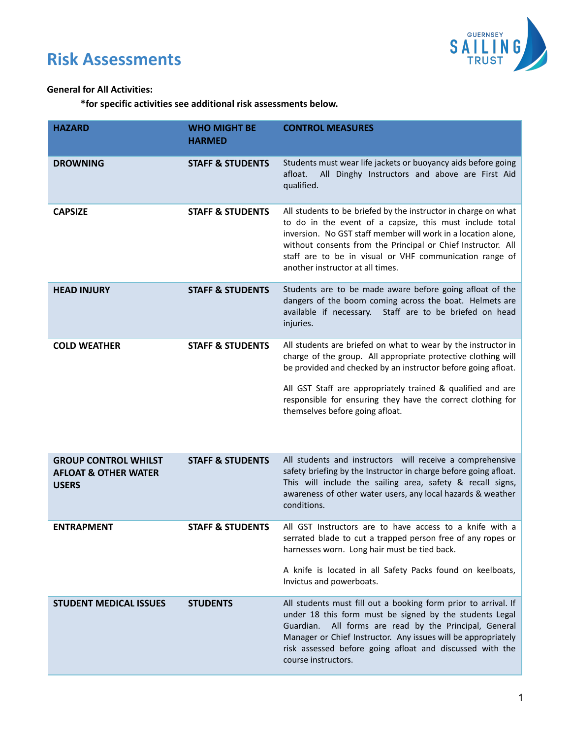# Risk Assessments

**General for All Activities:**

**\*for specific activities see additional risk assessments below.**

| HAZARD | WHO MIGHT BE HARMED | CONTROL MEASURES |
|---|---|---|
| **DROWNING** | **STAFF & STUDENTS** | Students must wear life jackets or buoyancy aids before going afloat. All Dinghy Instructors and above are First Aid qualified. |
| **CAPSIZE** | **STAFF & STUDENTS** | All students to be briefed by the instructor in charge on what to do in the event of a capsize, this must include total inversion. No GST staff member will work in a location alone, without consents from the Principal or Chief Instructor. All staff are to be in visual or VHF communication range of another instructor at all times. |
| **HEAD INJURY** | **STAFF & STUDENTS** | Students are to be made aware before going afloat of the dangers of the boom coming across the boat. Helmets are available if necessary. Staff are to be briefed on head injuries. |
| **COLD WEATHER** | **STAFF & STUDENTS** | All students are briefed on what to wear by the instructor in charge of the group. All appropriate protective clothing will be provided and checked by an instructor before going afloat.<br><br>All GST Staff are appropriately trained & qualified and are responsible for ensuring they have the correct clothing for themselves before going afloat. |
| **GROUP CONTROL WHILST AFLOAT & OTHER WATER USERS** | **STAFF & STUDENTS** | All students and instructors will receive a comprehensive safety briefing by the Instructor in charge before going afloat. This will include the sailing area, safety & recall signs, awareness of other water users, any local hazards & weather conditions. |
| **ENTRAPMENT** | **STAFF & STUDENTS** | All GST Instructors are to have access to a knife with a serrated blade to cut a trapped person free of any ropes or harnesses worn. Long hair must be tied back.<br><br>A knife is located in all Safety Packs found on keelboats, Invictus and powerboats. |
| **STUDENT MEDICAL ISSUES** | **STUDENTS** | All students must fill out a booking form prior to arrival. If under 18 this form must be signed by the students Legal Guardian. All forms are read by the Principal, General Manager or Chief Instructor. Any issues will be appropriately risk assessed before going afloat and discussed with the course instructors. |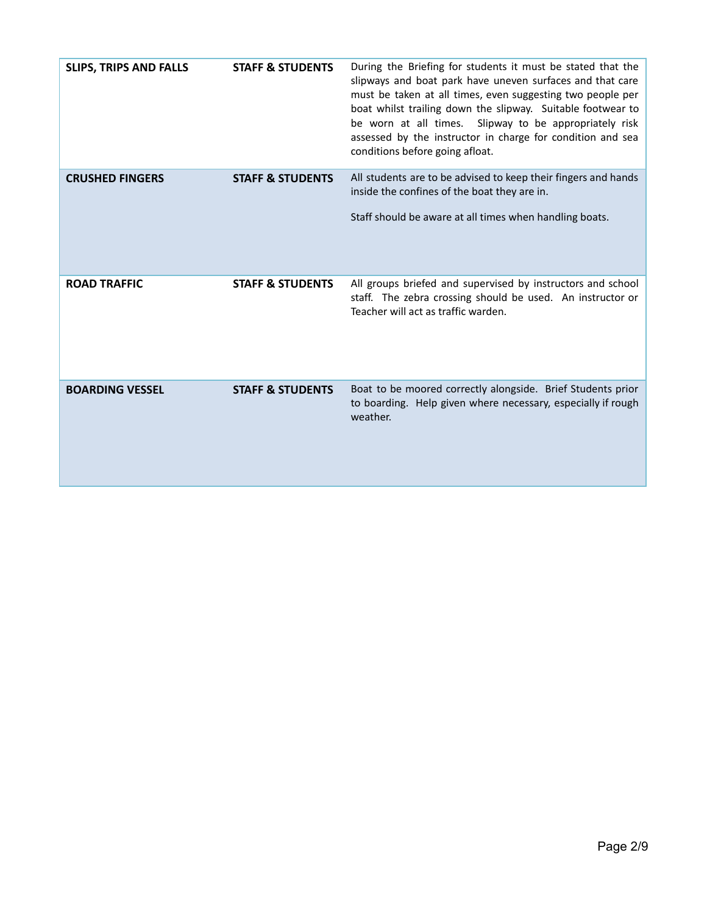| | | |
|---|---|---|
| **SLIPS, TRIPS AND FALLS** | **STAFF & STUDENTS** | During the Briefing for students it must be stated that the slipways and boat park have uneven surfaces and that care must be taken at all times, even suggesting two people per boat whilst trailing down the slipway. Suitable footwear to be worn at all times. Slipway to be appropriately risk assessed by the instructor in charge for condition and sea conditions before going afloat. |
| **CRUSHED FINGERS** | **STAFF & STUDENTS** | All students are to be advised to keep their fingers and hands inside the confines of the boat they are in.<br><br>Staff should be aware at all times when handling boats. |
| **ROAD TRAFFIC** | **STAFF & STUDENTS** | All groups briefed and supervised by instructors and school staff. The zebra crossing should be used. An instructor or Teacher will act as traffic warden. |
| **BOARDING VESSEL** | **STAFF & STUDENTS** | Boat to be moored correctly alongside. Brief Students prior to boarding. Help given where necessary, especially if rough weather. |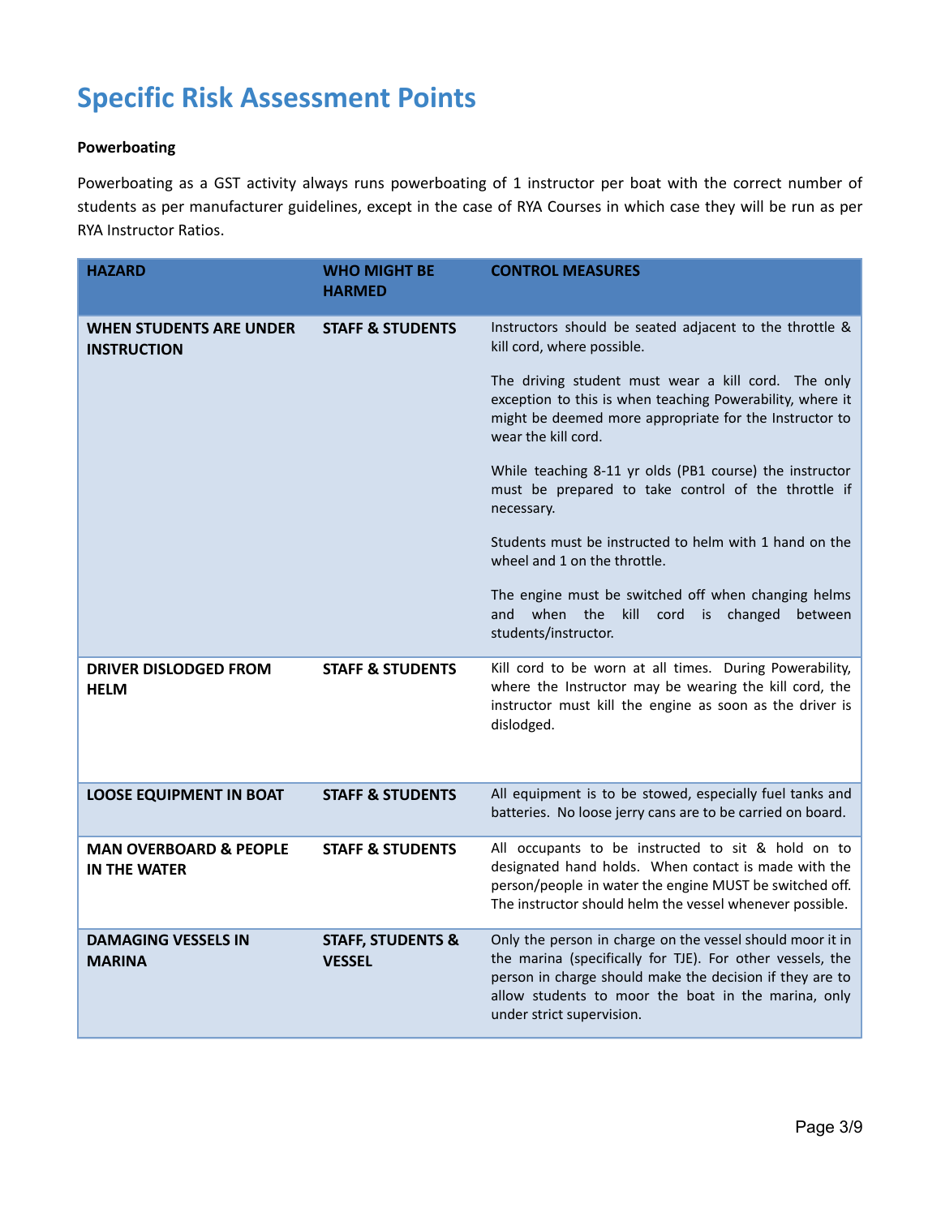# Specific Risk Assessment Points

**Powerboating**

Powerboating as a GST activity always runs powerboating of 1 instructor per boat with the correct number of students as per manufacturer guidelines, except in the case of RYA Courses in which case they will be run as per RYA Instructor Ratios.

| HAZARD | WHO MIGHT BE HARMED | CONTROL MEASURES |
|---|---|---|
| **WHEN STUDENTS ARE UNDER INSTRUCTION** | **STAFF & STUDENTS** | Instructors should be seated adjacent to the throttle & kill cord, where possible.<br><br>The driving student must wear a kill cord. The only exception to this is when teaching Powerability, where it might be deemed more appropriate for the Instructor to wear the kill cord.<br><br>While teaching 8-11 yr olds (PB1 course) the instructor must be prepared to take control of the throttle if necessary.<br><br>Students must be instructed to helm with 1 hand on the wheel and 1 on the throttle.<br><br>The engine must be switched off when changing helms and when the kill cord is changed between students/instructor. |
| **DRIVER DISLODGED FROM HELM** | **STAFF & STUDENTS** | Kill cord to be worn at all times. During Powerability, where the Instructor may be wearing the kill cord, the instructor must kill the engine as soon as the driver is dislodged. |
| **LOOSE EQUIPMENT IN BOAT** | **STAFF & STUDENTS** | All equipment is to be stowed, especially fuel tanks and batteries. No loose jerry cans are to be carried on board. |
| **MAN OVERBOARD & PEOPLE IN THE WATER** | **STAFF & STUDENTS** | All occupants to be instructed to sit & hold on to designated hand holds. When contact is made with the person/people in water the engine MUST be switched off. The instructor should helm the vessel whenever possible. |
| **DAMAGING VESSELS IN MARINA** | **STAFF, STUDENTS & VESSEL** | Only the person in charge on the vessel should moor it in the marina (specifically for TJE). For other vessels, the person in charge should make the decision if they are to allow students to moor the boat in the marina, only under strict supervision. |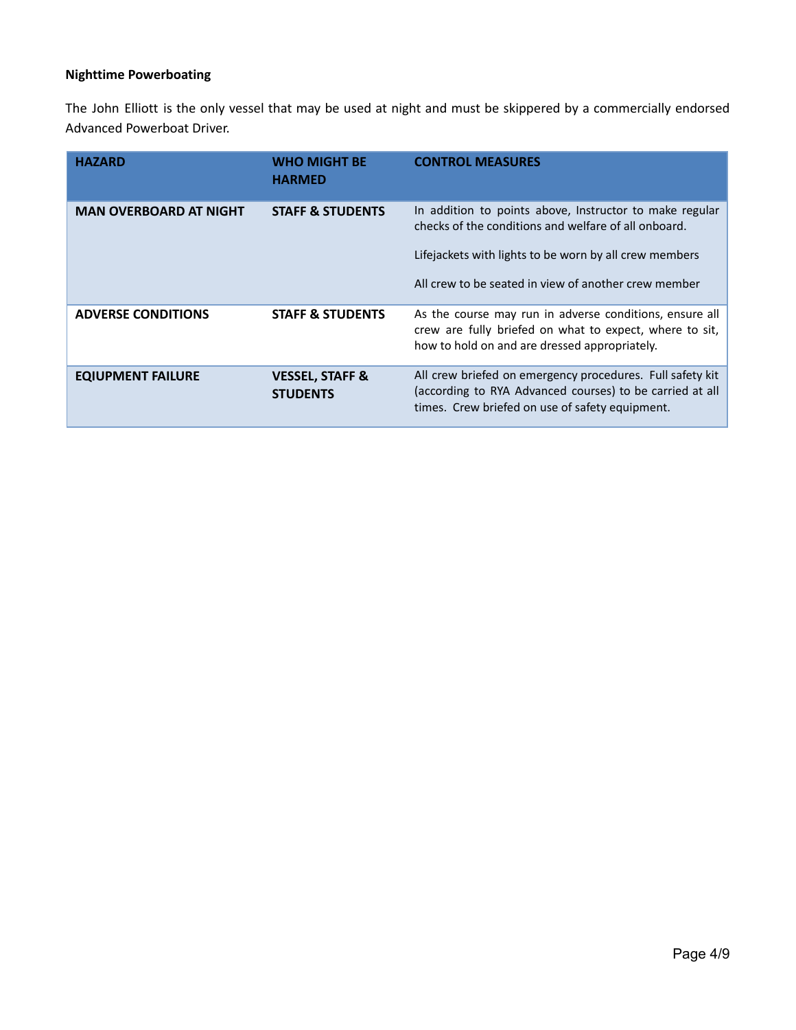**Nighttime Powerboating**

The John Elliott is the only vessel that may be used at night and must be skippered by a commercially endorsed Advanced Powerboat Driver.

| HAZARD | WHO MIGHT BE HARMED | CONTROL MEASURES |
|---|---|---|
| **MAN OVERBOARD AT NIGHT** | **STAFF & STUDENTS** | In addition to points above, Instructor to make regular checks of the conditions and welfare of all onboard.<br><br>Lifejackets with lights to be worn by all crew members<br><br>All crew to be seated in view of another crew member |
| **ADVERSE CONDITIONS** | **STAFF & STUDENTS** | As the course may run in adverse conditions, ensure all crew are fully briefed on what to expect, where to sit, how to hold on and are dressed appropriately. |
| **EQUIPMENT FAILURE** | **VESSEL, STAFF & STUDENTS** | All crew briefed on emergency procedures. Full safety kit (according to RYA Advanced courses) to be carried at all times. Crew briefed on use of safety equipment. |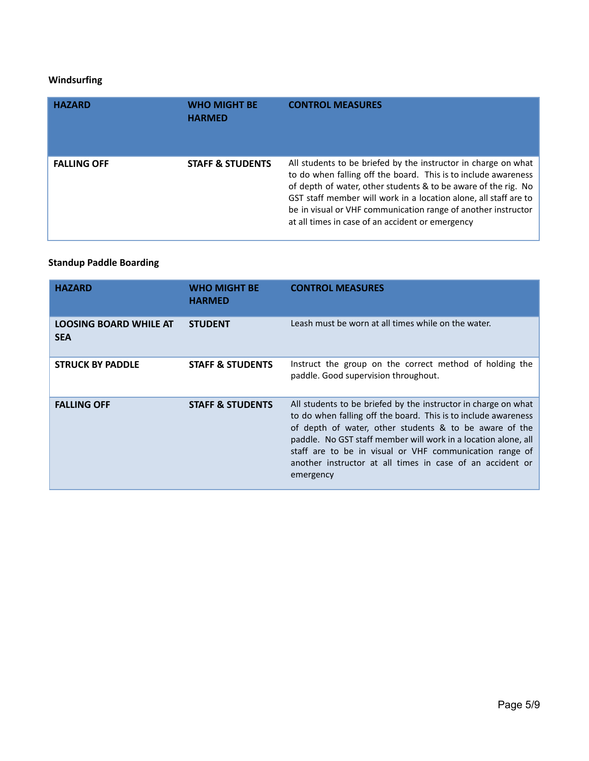**Windsurfing**

| HAZARD | WHO MIGHT BE HARMED | CONTROL MEASURES |
|---|---|---|
| FALLING OFF | STAFF & STUDENTS | All students to be briefed by the instructor in charge on what to do when falling off the board. This is to include awareness of depth of water, other students & to be aware of the rig. No GST staff member will work in a location alone, all staff are to be in visual or VHF communication range of another instructor at all times in case of an accident or emergency |

**Standup Paddle Boarding**

| HAZARD | WHO MIGHT BE HARMED | CONTROL MEASURES |
|---|---|---|
| LOOSING BOARD WHILE AT SEA | STUDENT | Leash must be worn at all times while on the water. |
| STRUCK BY PADDLE | STAFF & STUDENTS | Instruct the group on the correct method of holding the paddle. Good supervision throughout. |
| FALLING OFF | STAFF & STUDENTS | All students to be briefed by the instructor in charge on what to do when falling off the board. This is to include awareness of depth of water, other students & to be aware of the paddle. No GST staff member will work in a location alone, all staff are to be in visual or VHF communication range of another instructor at all times in case of an accident or emergency |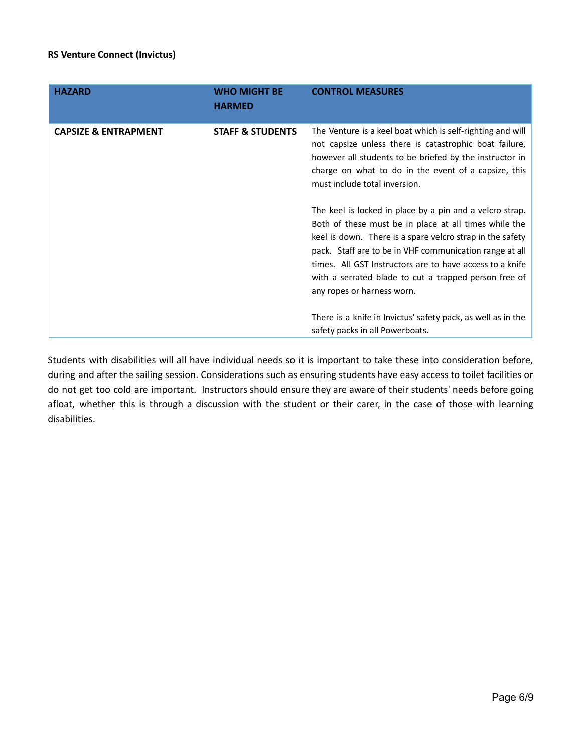**RS Venture Connect (Invictus)**

| HAZARD | WHO MIGHT BE HARMED | CONTROL MEASURES |
|---|---|---|
| **CAPSIZE & ENTRAPMENT** | **STAFF & STUDENTS** | The Venture is a keel boat which is self-righting and will not capsize unless there is catastrophic boat failure, however all students to be briefed by the instructor in charge on what to do in the event of a capsize, this must include total inversion.<br><br>The keel is locked in place by a pin and a velcro strap. Both of these must be in place at all times while the keel is down. There is a spare velcro strap in the safety pack. Staff are to be in VHF communication range at all times. All GST Instructors are to have access to a knife with a serrated blade to cut a trapped person free of any ropes or harness worn.<br><br>There is a knife in Invictus' safety pack, as well as in the safety packs in all Powerboats. |

Students with disabilities will all have individual needs so it is important to take these into consideration before, during and after the sailing session. Considerations such as ensuring students have easy access to toilet facilities or do not get too cold are important. Instructors should ensure they are aware of their students' needs before going afloat, whether this is through a discussion with the student or their carer, in the case of those with learning disabilities.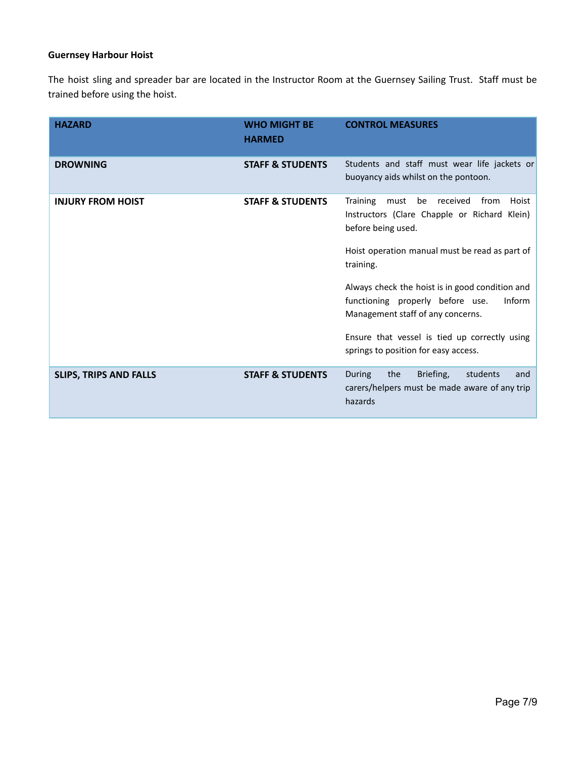**Guernsey Harbour Hoist**

The hoist sling and spreader bar are located in the Instructor Room at the Guernsey Sailing Trust. Staff must be trained before using the hoist.

| HAZARD | WHO MIGHT BE HARMED | CONTROL MEASURES |
|---|---|---|
| **DROWNING** | **STAFF & STUDENTS** | Students and staff must wear life jackets or buoyancy aids whilst on the pontoon. |
| **INJURY FROM HOIST** | **STAFF & STUDENTS** | Training must be received from Hoist Instructors (Clare Chapple or Richard Klein) before being used.<br><br>Hoist operation manual must be read as part of training.<br><br>Always check the hoist is in good condition and functioning properly before use. Inform Management staff of any concerns.<br><br>Ensure that vessel is tied up correctly using springs to position for easy access. |
| **SLIPS, TRIPS AND FALLS** | **STAFF & STUDENTS** | During the Briefing, students and carers/helpers must be made aware of any trip hazards |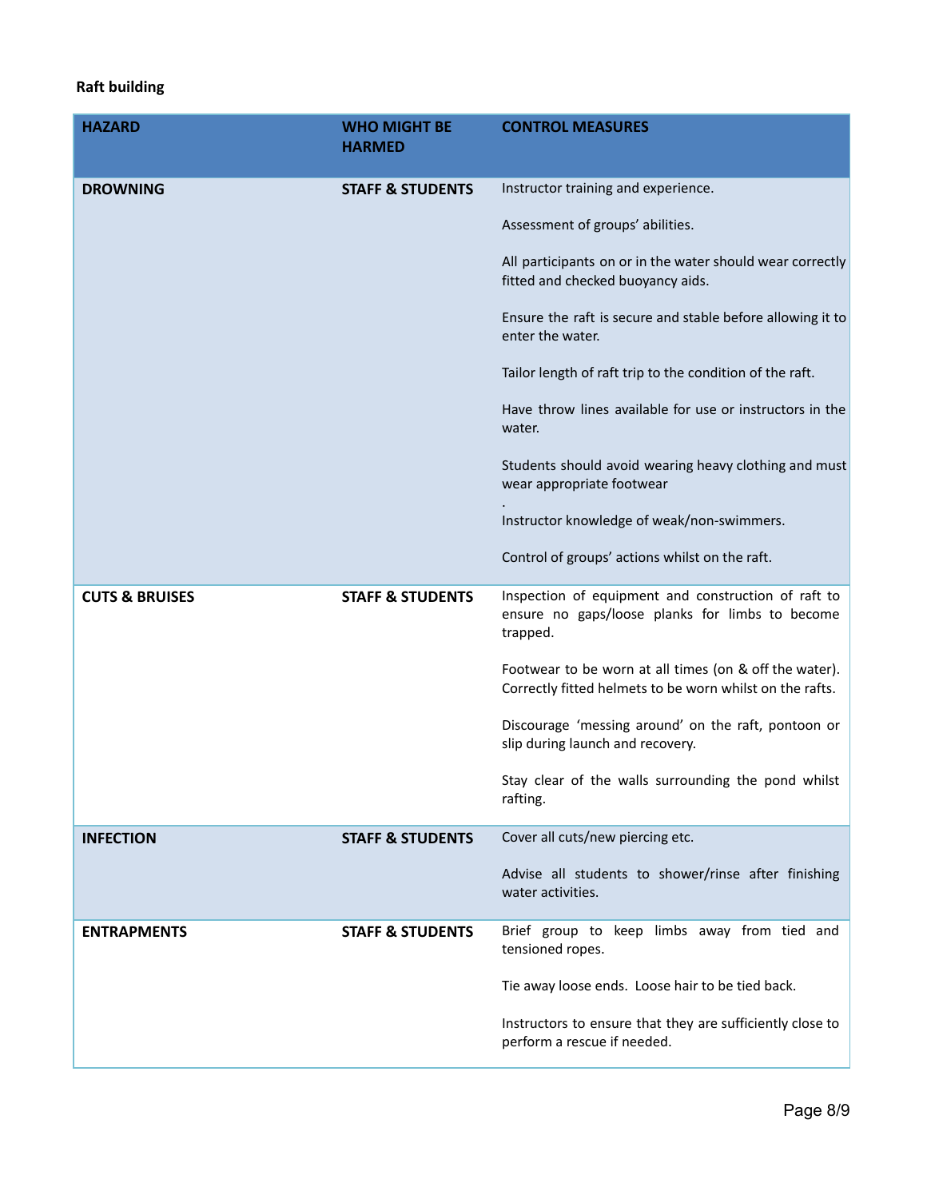**Raft building**

| HAZARD | WHO MIGHT BE HARMED | CONTROL MEASURES |
|---|---|---|
| **DROWNING** | **STAFF & STUDENTS** | Instructor training and experience.<br><br>Assessment of groups' abilities.<br><br>All participants on or in the water should wear correctly fitted and checked buoyancy aids.<br><br>Ensure the raft is secure and stable before allowing it to enter the water.<br><br>Tailor length of raft trip to the condition of the raft.<br><br>Have throw lines available for use or instructors in the water.<br><br>Students should avoid wearing heavy clothing and must wear appropriate footwear<br>.<br>Instructor knowledge of weak/non-swimmers.<br><br>Control of groups' actions whilst on the raft. |
| **CUTS & BRUISES** | **STAFF & STUDENTS** | Inspection of equipment and construction of raft to ensure no gaps/loose planks for limbs to become trapped.<br><br>Footwear to be worn at all times (on & off the water). Correctly fitted helmets to be worn whilst on the rafts.<br><br>Discourage 'messing around' on the raft, pontoon or slip during launch and recovery.<br><br>Stay clear of the walls surrounding the pond whilst rafting. |
| **INFECTION** | **STAFF & STUDENTS** | Cover all cuts/new piercing etc.<br><br>Advise all students to shower/rinse after finishing water activities. |
| **ENTRAPMENTS** | **STAFF & STUDENTS** | Brief group to keep limbs away from tied and tensioned ropes.<br><br>Tie away loose ends. Loose hair to be tied back.<br><br>Instructors to ensure that they are sufficiently close to perform a rescue if needed. |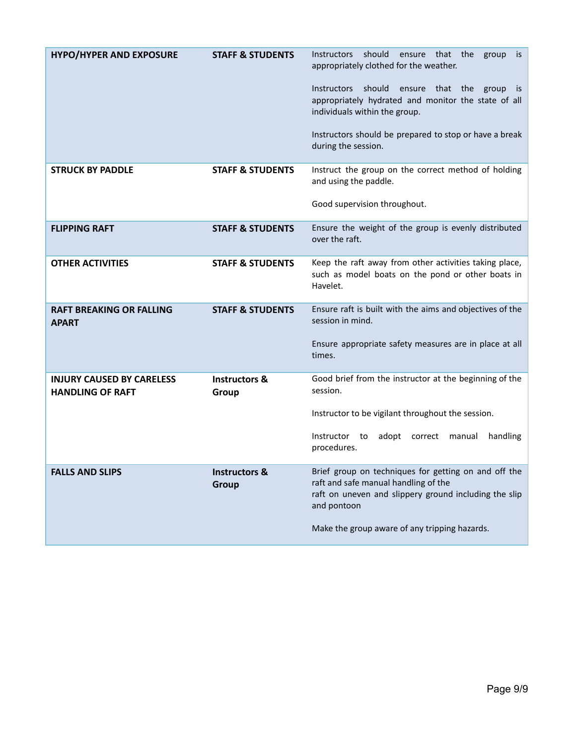| | | |
|---|---|---|
| **HYPO/HYPER AND EXPOSURE** | **STAFF & STUDENTS** | Instructors should ensure that the group is appropriately clothed for the weather.<br><br>Instructors should ensure that the group is appropriately hydrated and monitor the state of all individuals within the group.<br><br>Instructors should be prepared to stop or have a break during the session. |
| **STRUCK BY PADDLE** | **STAFF & STUDENTS** | Instruct the group on the correct method of holding and using the paddle.<br><br>Good supervision throughout. |
| **FLIPPING RAFT** | **STAFF & STUDENTS** | Ensure the weight of the group is evenly distributed over the raft. |
| **OTHER ACTIVITIES** | **STAFF & STUDENTS** | Keep the raft away from other activities taking place, such as model boats on the pond or other boats in Havelet. |
| **RAFT BREAKING OR FALLING APART** | **STAFF & STUDENTS** | Ensure raft is built with the aims and objectives of the session in mind.<br><br>Ensure appropriate safety measures are in place at all times. |
| **INJURY CAUSED BY CARELESS HANDLING OF RAFT** | **Instructors & Group** | Good brief from the instructor at the beginning of the session.<br><br>Instructor to be vigilant throughout the session.<br><br>Instructor to adopt correct manual handling procedures. |
| **FALLS AND SLIPS** | **Instructors & Group** | Brief group on techniques for getting on and off the raft and safe manual handling of the raft on uneven and slippery ground including the slip and pontoon<br><br>Make the group aware of any tripping hazards. |